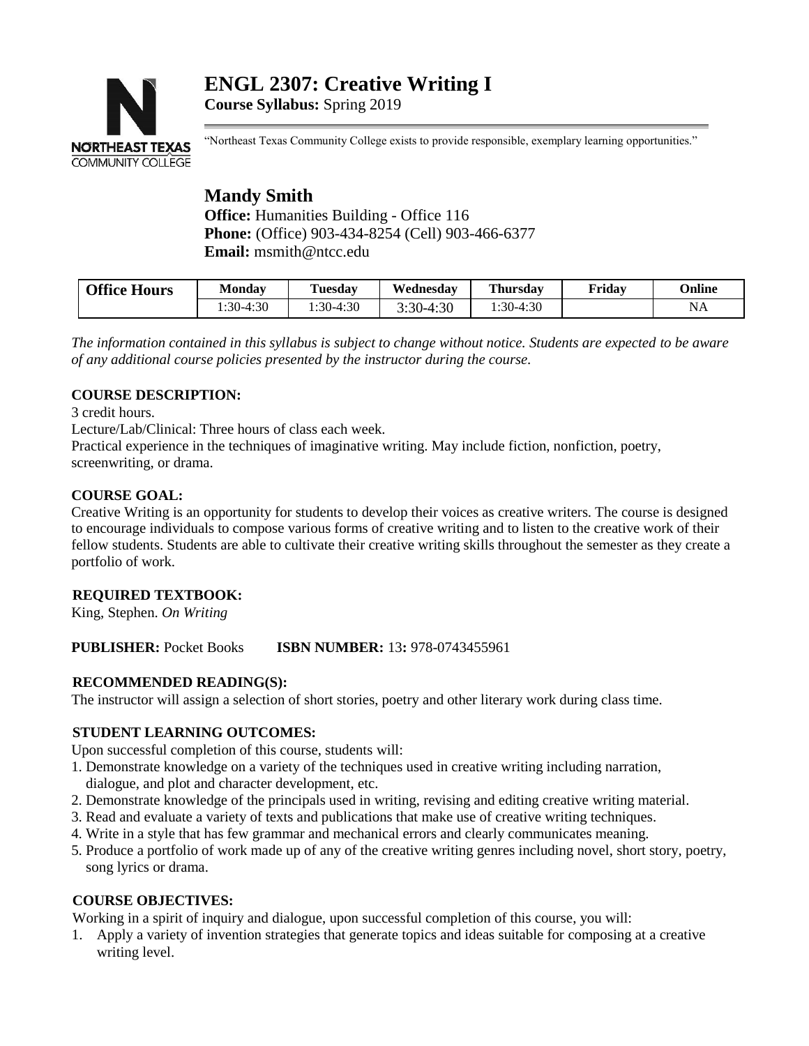# ENGL 2307: Creative Writing I

**Course Syllabus:** Spring 2019

"Northeast Texas Community College exists to provide responsible, exemplary learning opportunities."

## Mandy Smith

**Office:** Humanities Building - Office 116
**Phone:** (Office) 903-434-8254 (Cell) 903-466-6377
**Email:** msmith@ntcc.edu

| Office Hours | Monday | Tuesday | Wednesday | Thursday | Friday | Online |
|---|---|---|---|---|---|---|
| | 1:30-4:30 | 1:30-4:30 | 3:30-4:30 | 1:30-4:30 | | NA |

*The information contained in this syllabus is subject to change without notice. Students are expected to be aware of any additional course policies presented by the instructor during the course.*

**COURSE DESCRIPTION:**

3 credit hours.

Lecture/Lab/Clinical: Three hours of class each week.

Practical experience in the techniques of imaginative writing. May include fiction, nonfiction, poetry, screenwriting, or drama.

**COURSE GOAL:**

Creative Writing is an opportunity for students to develop their voices as creative writers. The course is designed to encourage individuals to compose various forms of creative writing and to listen to the creative work of their fellow students. Students are able to cultivate their creative writing skills throughout the semester as they create a portfolio of work.

**REQUIRED TEXTBOOK:**

King, Stephen. *On Writing*

**PUBLISHER:** Pocket Books **ISBN NUMBER:** 13**:** 978-0743455961

**RECOMMENDED READING(S):**

The instructor will assign a selection of short stories, poetry and other literary work during class time.

**STUDENT LEARNING OUTCOMES:**

Upon successful completion of this course, students will:

1. Demonstrate knowledge on a variety of the techniques used in creative writing including narration, dialogue, and plot and character development, etc.
2. Demonstrate knowledge of the principals used in writing, revising and editing creative writing material.
3. Read and evaluate a variety of texts and publications that make use of creative writing techniques.
4. Write in a style that has few grammar and mechanical errors and clearly communicates meaning.
5. Produce a portfolio of work made up of any of the creative writing genres including novel, short story, poetry, song lyrics or drama.

**COURSE OBJECTIVES:**

Working in a spirit of inquiry and dialogue, upon successful completion of this course, you will:

1. Apply a variety of invention strategies that generate topics and ideas suitable for composing at a creative writing level.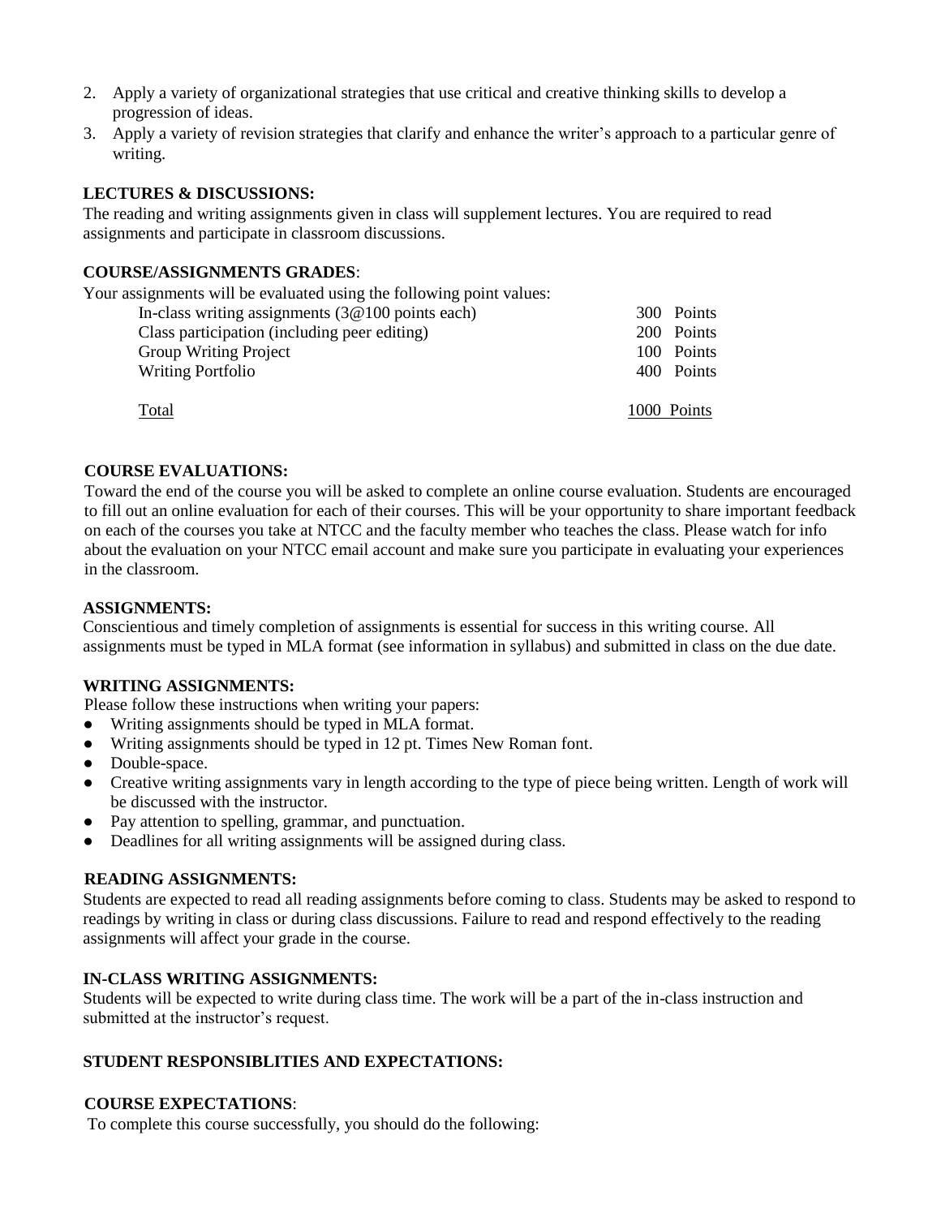2. Apply a variety of organizational strategies that use critical and creative thinking skills to develop a progression of ideas.
3. Apply a variety of revision strategies that clarify and enhance the writer's approach to a particular genre of writing.

**LECTURES & DISCUSSIONS:**

The reading and writing assignments given in class will supplement lectures. You are required to read assignments and participate in classroom discussions.

**COURSE/ASSIGNMENTS GRADES**:

Your assignments will be evaluated using the following point values:

| | |
|---|---|
| In-class writing assignments (3@100 points each) | 300 Points |
| Class participation (including peer editing) | 200 Points |
| Group Writing Project | 100 Points |
| Writing Portfolio | 400 Points |
| Total | 1000 Points |

**COURSE EVALUATIONS:**

Toward the end of the course you will be asked to complete an online course evaluation. Students are encouraged to fill out an online evaluation for each of their courses. This will be your opportunity to share important feedback on each of the courses you take at NTCC and the faculty member who teaches the class. Please watch for info about the evaluation on your NTCC email account and make sure you participate in evaluating your experiences in the classroom.

**ASSIGNMENTS:**

Conscientious and timely completion of assignments is essential for success in this writing course. All assignments must be typed in MLA format (see information in syllabus) and submitted in class on the due date.

**WRITING ASSIGNMENTS:**

Please follow these instructions when writing your papers:

- Writing assignments should be typed in MLA format.
- Writing assignments should be typed in 12 pt. Times New Roman font.
- Double-space.
- Creative writing assignments vary in length according to the type of piece being written. Length of work will be discussed with the instructor.
- Pay attention to spelling, grammar, and punctuation.
- Deadlines for all writing assignments will be assigned during class.

**READING ASSIGNMENTS:**

Students are expected to read all reading assignments before coming to class. Students may be asked to respond to readings by writing in class or during class discussions. Failure to read and respond effectively to the reading assignments will affect your grade in the course.

**IN-CLASS WRITING ASSIGNMENTS:**

Students will be expected to write during class time. The work will be a part of the in-class instruction and submitted at the instructor's request.

**STUDENT RESPONSIBLITIES AND EXPECTATIONS:**

**COURSE EXPECTATIONS**:

To complete this course successfully, you should do the following: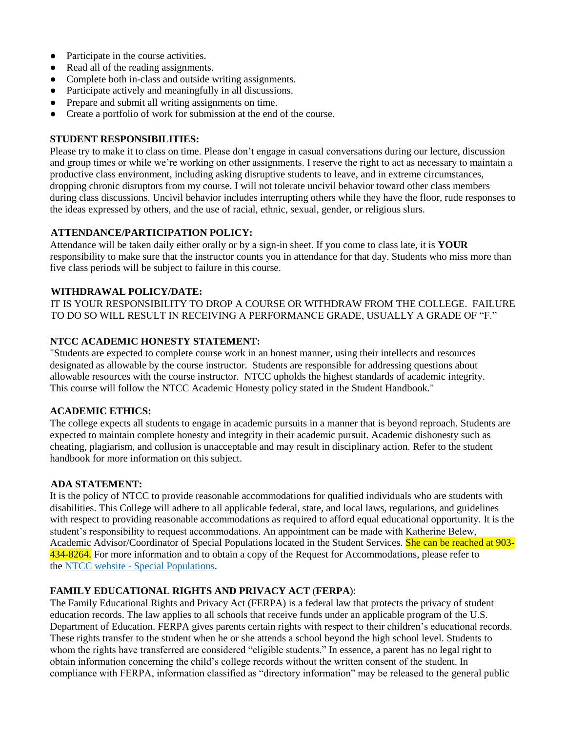- Participate in the course activities.
- Read all of the reading assignments.
- Complete both in-class and outside writing assignments.
- Participate actively and meaningfully in all discussions.
- Prepare and submit all writing assignments on time.
- Create a portfolio of work for submission at the end of the course.

**STUDENT RESPONSIBILITIES:**

Please try to make it to class on time. Please don't engage in casual conversations during our lecture, discussion and group times or while we're working on other assignments. I reserve the right to act as necessary to maintain a productive class environment, including asking disruptive students to leave, and in extreme circumstances, dropping chronic disruptors from my course. I will not tolerate uncivil behavior toward other class members during class discussions. Uncivil behavior includes interrupting others while they have the floor, rude responses to the ideas expressed by others, and the use of racial, ethnic, sexual, gender, or religious slurs.

**ATTENDANCE/PARTICIPATION POLICY:**

Attendance will be taken daily either orally or by a sign-in sheet. If you come to class late, it is **YOUR** responsibility to make sure that the instructor counts you in attendance for that day. Students who miss more than five class periods will be subject to failure in this course.

**WITHDRAWAL POLICY/DATE:**

IT IS YOUR RESPONSIBILITY TO DROP A COURSE OR WITHDRAW FROM THE COLLEGE. FAILURE TO DO SO WILL RESULT IN RECEIVING A PERFORMANCE GRADE, USUALLY A GRADE OF "F."

**NTCC ACADEMIC HONESTY STATEMENT:**

"Students are expected to complete course work in an honest manner, using their intellects and resources designated as allowable by the course instructor. Students are responsible for addressing questions about allowable resources with the course instructor. NTCC upholds the highest standards of academic integrity. This course will follow the NTCC Academic Honesty policy stated in the Student Handbook."

**ACADEMIC ETHICS:**

The college expects all students to engage in academic pursuits in a manner that is beyond reproach. Students are expected to maintain complete honesty and integrity in their academic pursuit. Academic dishonesty such as cheating, plagiarism, and collusion is unacceptable and may result in disciplinary action. Refer to the student handbook for more information on this subject.

**ADA STATEMENT:**

It is the policy of NTCC to provide reasonable accommodations for qualified individuals who are students with disabilities. This College will adhere to all applicable federal, state, and local laws, regulations, and guidelines with respect to providing reasonable accommodations as required to afford equal educational opportunity. It is the student's responsibility to request accommodations. An appointment can be made with Katherine Belew, Academic Advisor/Coordinator of Special Populations located in the Student Services. She can be reached at 903-434-8264. For more information and to obtain a copy of the Request for Accommodations, please refer to the [NTCC website - Special Populations](NTCC website - Special Populations).

**FAMILY EDUCATIONAL RIGHTS AND PRIVACY ACT (FERPA):**

The Family Educational Rights and Privacy Act (FERPA) is a federal law that protects the privacy of student education records. The law applies to all schools that receive funds under an applicable program of the U.S. Department of Education. FERPA gives parents certain rights with respect to their children's educational records. These rights transfer to the student when he or she attends a school beyond the high school level. Students to whom the rights have transferred are considered "eligible students." In essence, a parent has no legal right to obtain information concerning the child's college records without the written consent of the student. In compliance with FERPA, information classified as "directory information" may be released to the general public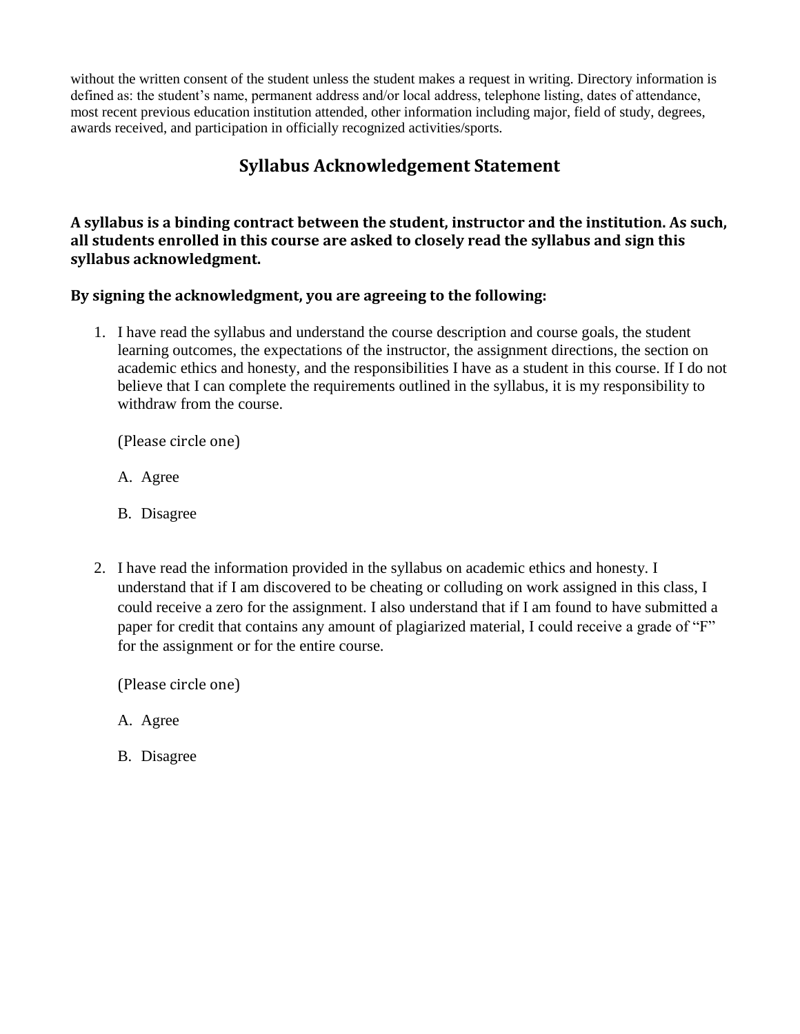without the written consent of the student unless the student makes a request in writing. Directory information is defined as: the student's name, permanent address and/or local address, telephone listing, dates of attendance, most recent previous education institution attended, other information including major, field of study, degrees, awards received, and participation in officially recognized activities/sports.

## Syllabus Acknowledgement Statement

**A syllabus is a binding contract between the student, instructor and the institution. As such, all students enrolled in this course are asked to closely read the syllabus and sign this syllabus acknowledgment.**

**By signing the acknowledgment, you are agreeing to the following:**

1. I have read the syllabus and understand the course description and course goals, the student learning outcomes, the expectations of the instructor, the assignment directions, the section on academic ethics and honesty, and the responsibilities I have as a student in this course. If I do not believe that I can complete the requirements outlined in the syllabus, it is my responsibility to withdraw from the course.

   (Please circle one)

   A. Agree

   B. Disagree

2. I have read the information provided in the syllabus on academic ethics and honesty. I understand that if I am discovered to be cheating or colluding on work assigned in this class, I could receive a zero for the assignment. I also understand that if I am found to have submitted a paper for credit that contains any amount of plagiarized material, I could receive a grade of "F" for the assignment or for the entire course.

   (Please circle one)

   A. Agree

   B. Disagree